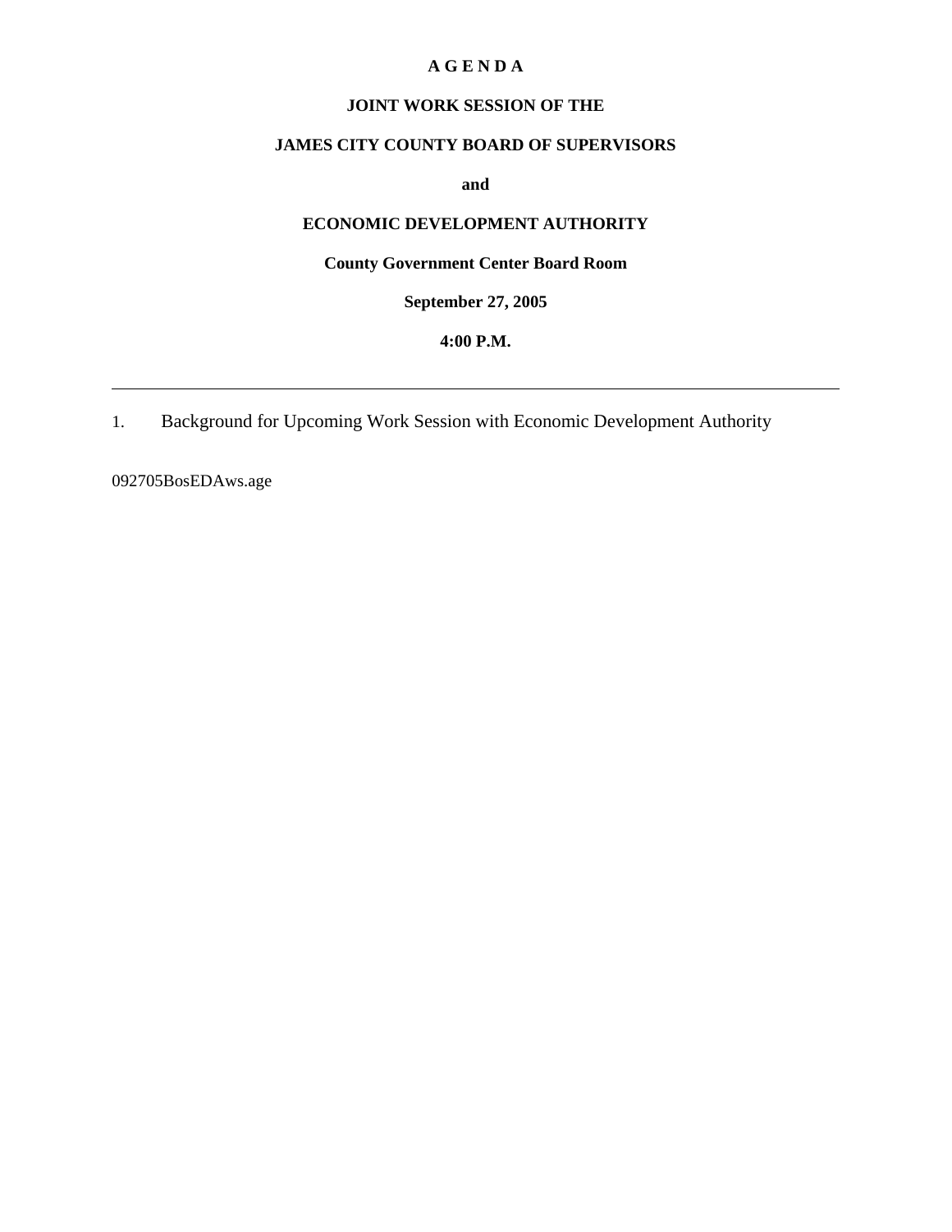**A G E N D A**

**JOINT WORK SESSION OF THE**

**JAMES CITY COUNTY BOARD OF SUPERVISORS**

**and**

**ECONOMIC DEVELOPMENT AUTHORITY**

**County Government Center Board Room**

**September 27, 2005**

**4:00 P.M.**

---

1. Background for Upcoming Work Session with Economic Development Authority

092705BosEDAws.age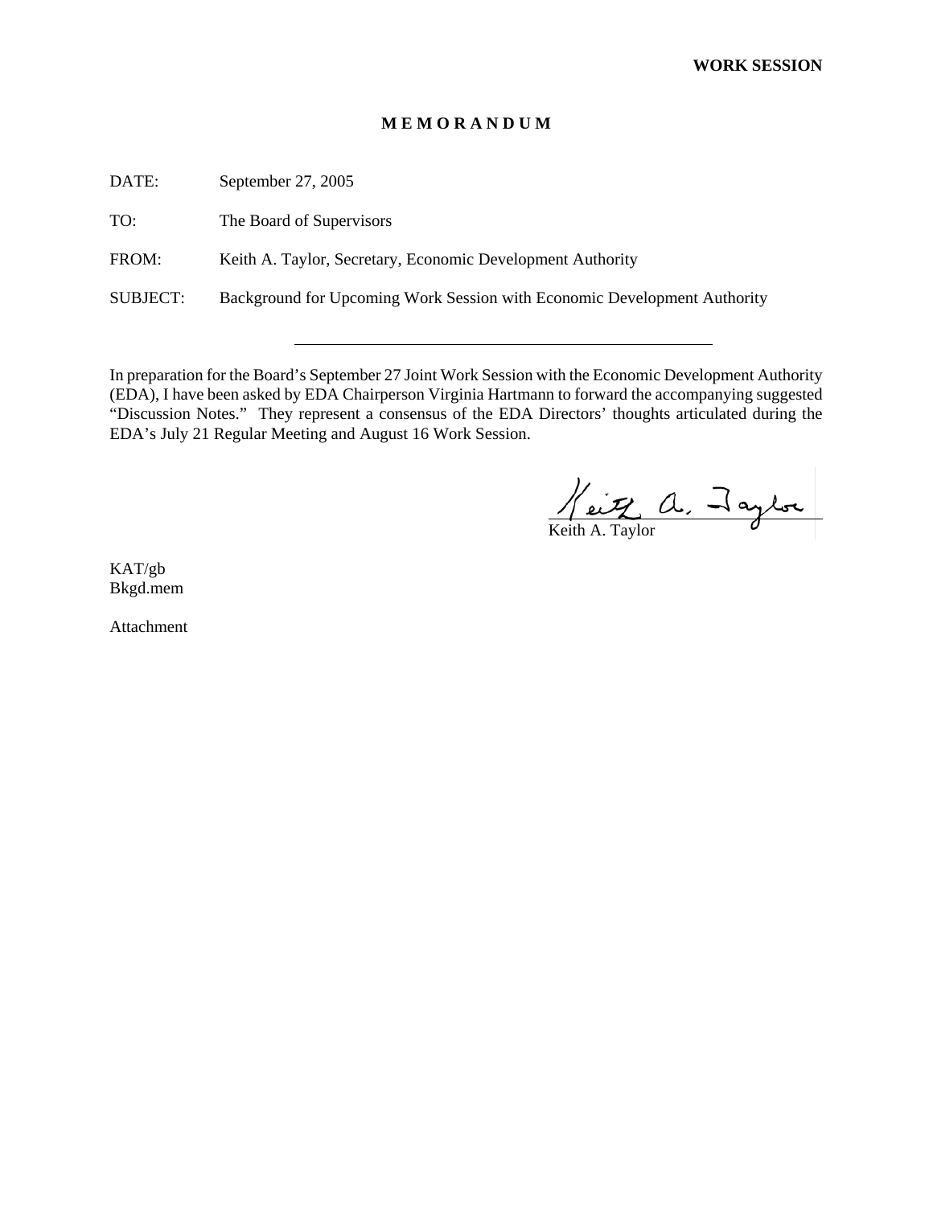**WORK SESSION**

**M E M O R A N D U M**

DATE: September 27, 2005

TO: The Board of Supervisors

FROM: Keith A. Taylor, Secretary, Economic Development Authority

SUBJECT: Background for Upcoming Work Session with Economic Development Authority

---

In preparation for the Board's September 27 Joint Work Session with the Economic Development Authority (EDA), I have been asked by EDA Chairperson Virginia Hartmann to forward the accompanying suggested "Discussion Notes." They represent a consensus of the EDA Directors' thoughts articulated during the EDA's July 21 Regular Meeting and August 16 Work Session.

Keith A. Taylor

KAT/gb
Bkgd.mem

Attachment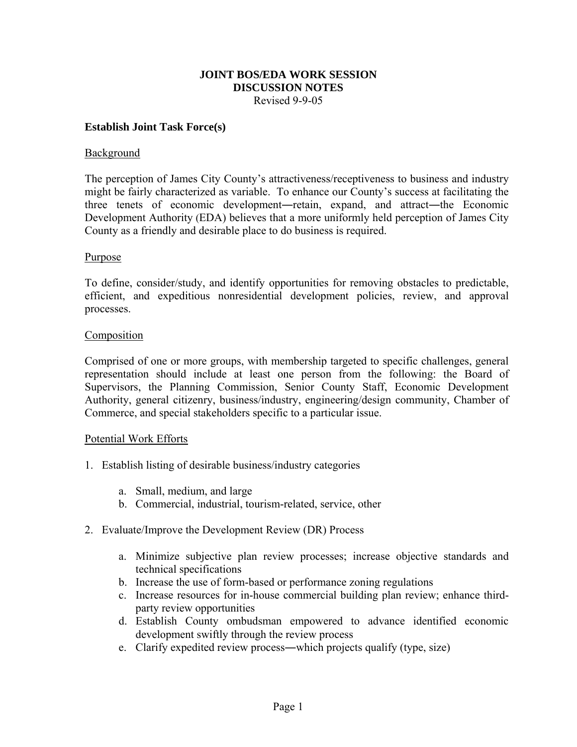**JOINT BOS/EDA WORK SESSION**
**DISCUSSION NOTES**
Revised 9-9-05

## Establish Joint Task Force(s)

Background

The perception of James City County's attractiveness/receptiveness to business and industry might be fairly characterized as variable. To enhance our County's success at facilitating the three tenets of economic development―retain, expand, and attract―the Economic Development Authority (EDA) believes that a more uniformly held perception of James City County as a friendly and desirable place to do business is required.

Purpose

To define, consider/study, and identify opportunities for removing obstacles to predictable, efficient, and expeditious nonresidential development policies, review, and approval processes.

Composition

Comprised of one or more groups, with membership targeted to specific challenges, general representation should include at least one person from the following: the Board of Supervisors, the Planning Commission, Senior County Staff, Economic Development Authority, general citizenry, business/industry, engineering/design community, Chamber of Commerce, and special stakeholders specific to a particular issue.

Potential Work Efforts

1. Establish listing of desirable business/industry categories
    a. Small, medium, and large
    b. Commercial, industrial, tourism-related, service, other
2. Evaluate/Improve the Development Review (DR) Process
    a. Minimize subjective plan review processes; increase objective standards and technical specifications
    b. Increase the use of form-based or performance zoning regulations
    c. Increase resources for in-house commercial building plan review; enhance third-party review opportunities
    d. Establish County ombudsman empowered to advance identified economic development swiftly through the review process
    e. Clarify expedited review process―which projects qualify (type, size)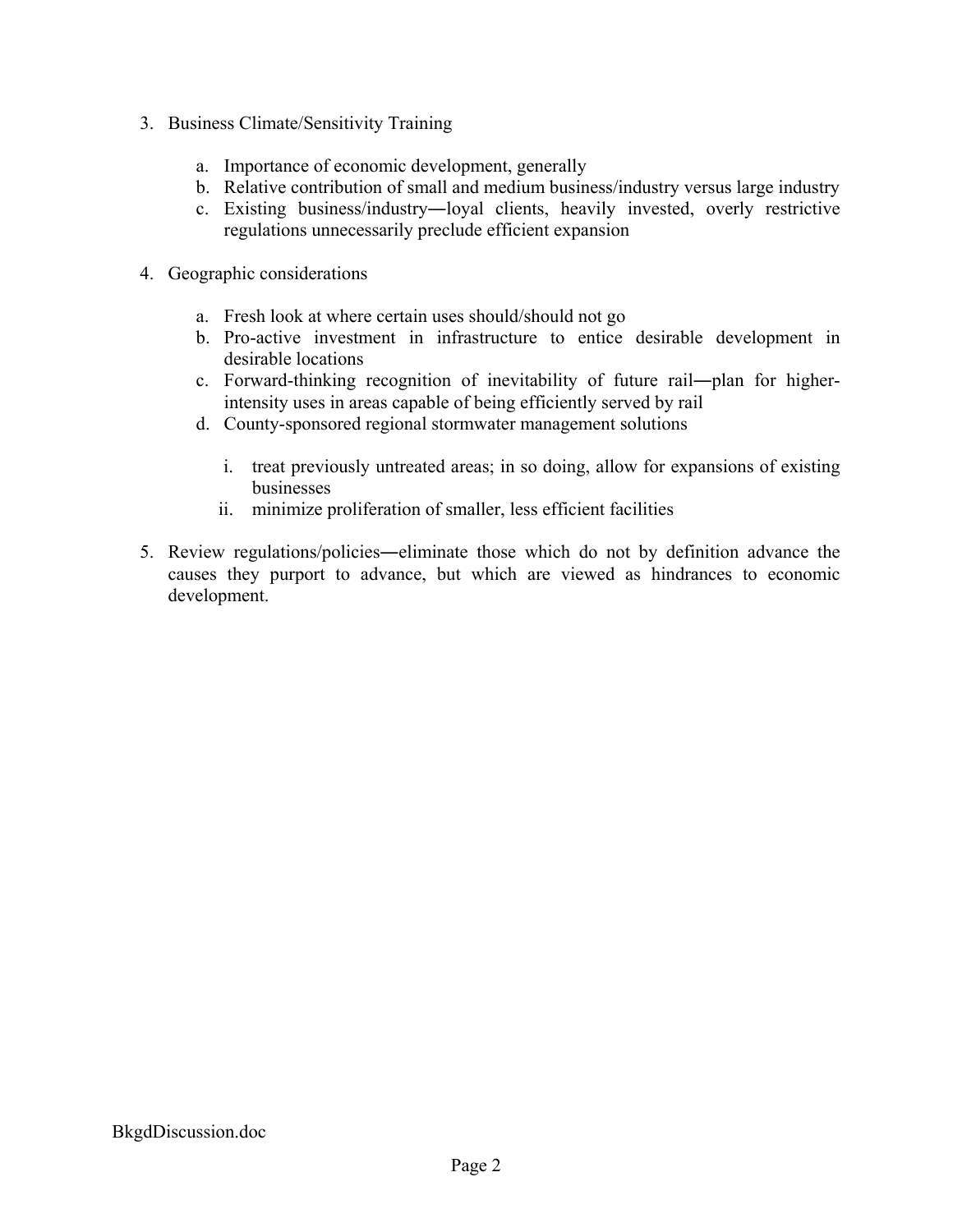3. Business Climate/Sensitivity Training

    a. Importance of economic development, generally
    b. Relative contribution of small and medium business/industry versus large industry
    c. Existing business/industry―loyal clients, heavily invested, overly restrictive regulations unnecessarily preclude efficient expansion

4. Geographic considerations

    a. Fresh look at where certain uses should/should not go
    b. Pro-active investment in infrastructure to entice desirable development in desirable locations
    c. Forward-thinking recognition of inevitability of future rail―plan for higher-intensity uses in areas capable of being efficiently served by rail
    d. County-sponsored regional stormwater management solutions

        i. treat previously untreated areas; in so doing, allow for expansions of existing businesses
        ii. minimize proliferation of smaller, less efficient facilities

5. Review regulations/policies―eliminate those which do not by definition advance the causes they purport to advance, but which are viewed as hindrances to economic development.

BkgdDiscussion.doc